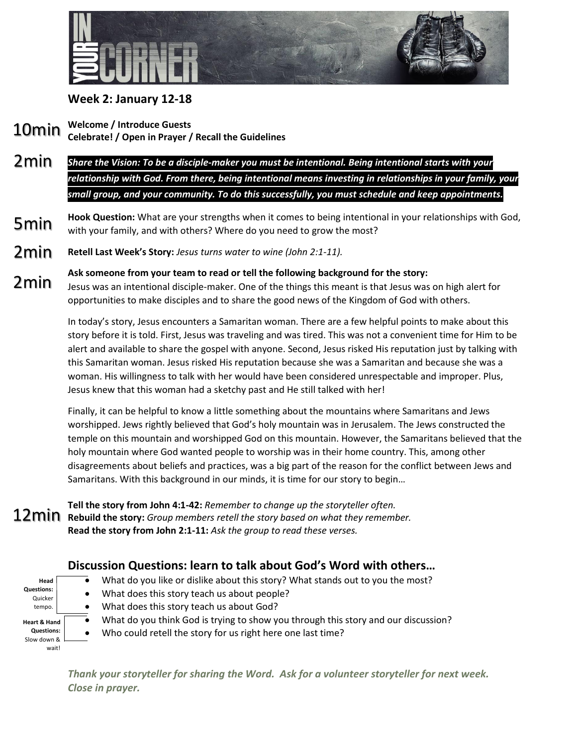# IN YOUR CORNER

## Week 2: January 12-18

**10min** **Welcome / Introduce Guests**
**Celebrate! / Open in Prayer / Recall the Guidelines**

**2min** ***Share the Vision: To be a disciple-maker you must be intentional. Being intentional starts with your relationship with God. From there, being intentional means investing in relationships in your family, your small group, and your community. To do this successfully, you must schedule and keep appointments.***

**5min** **Hook Question:** What are your strengths when it comes to being intentional in your relationships with God, with your family, and with others? Where do you need to grow the most?

**2min** **Retell Last Week's Story:** *Jesus turns water to wine (John 2:1-11).*

**2min** **Ask someone from your team to read or tell the following background for the story:**
Jesus was an intentional disciple-maker. One of the things this meant is that Jesus was on high alert for opportunities to make disciples and to share the good news of the Kingdom of God with others.

In today's story, Jesus encounters a Samaritan woman. There are a few helpful points to make about this story before it is told. First, Jesus was traveling and was tired. This was not a convenient time for Him to be alert and available to share the gospel with anyone. Second, Jesus risked His reputation just by talking with this Samaritan woman. Jesus risked His reputation because she was a Samaritan and because she was a woman. His willingness to talk with her would have been considered unrespectable and improper. Plus, Jesus knew that this woman had a sketchy past and He still talked with her!

Finally, it can be helpful to know a little something about the mountains where Samaritans and Jews worshipped. Jews rightly believed that God's holy mountain was in Jerusalem. The Jews constructed the temple on this mountain and worshipped God on this mountain. However, the Samaritans believed that the holy mountain where God wanted people to worship was in their home country. This, among other disagreements about beliefs and practices, was a big part of the reason for the conflict between Jews and Samaritans. With this background in our minds, it is time for our story to begin…

**12min** **Tell the story from John 4:1-42:** *Remember to change up the storyteller often.*
**Rebuild the story:** *Group members retell the story based on what they remember.*
**Read the story from John 2:1-11:** *Ask the group to read these verses.*

## Discussion Questions: learn to talk about God's Word with others…

**Head Questions:** Quicker tempo.

- What do you like or dislike about this story? What stands out to you the most?
- What does this story teach us about people?
- What does this story teach us about God?

**Heart & Hand Questions:** Slow down & wait!

- What do you think God is trying to show you through this story and our discussion?
- Who could retell the story for us right here one last time?

***Thank your storyteller for sharing the Word. Ask for a volunteer storyteller for next week. Close in prayer.***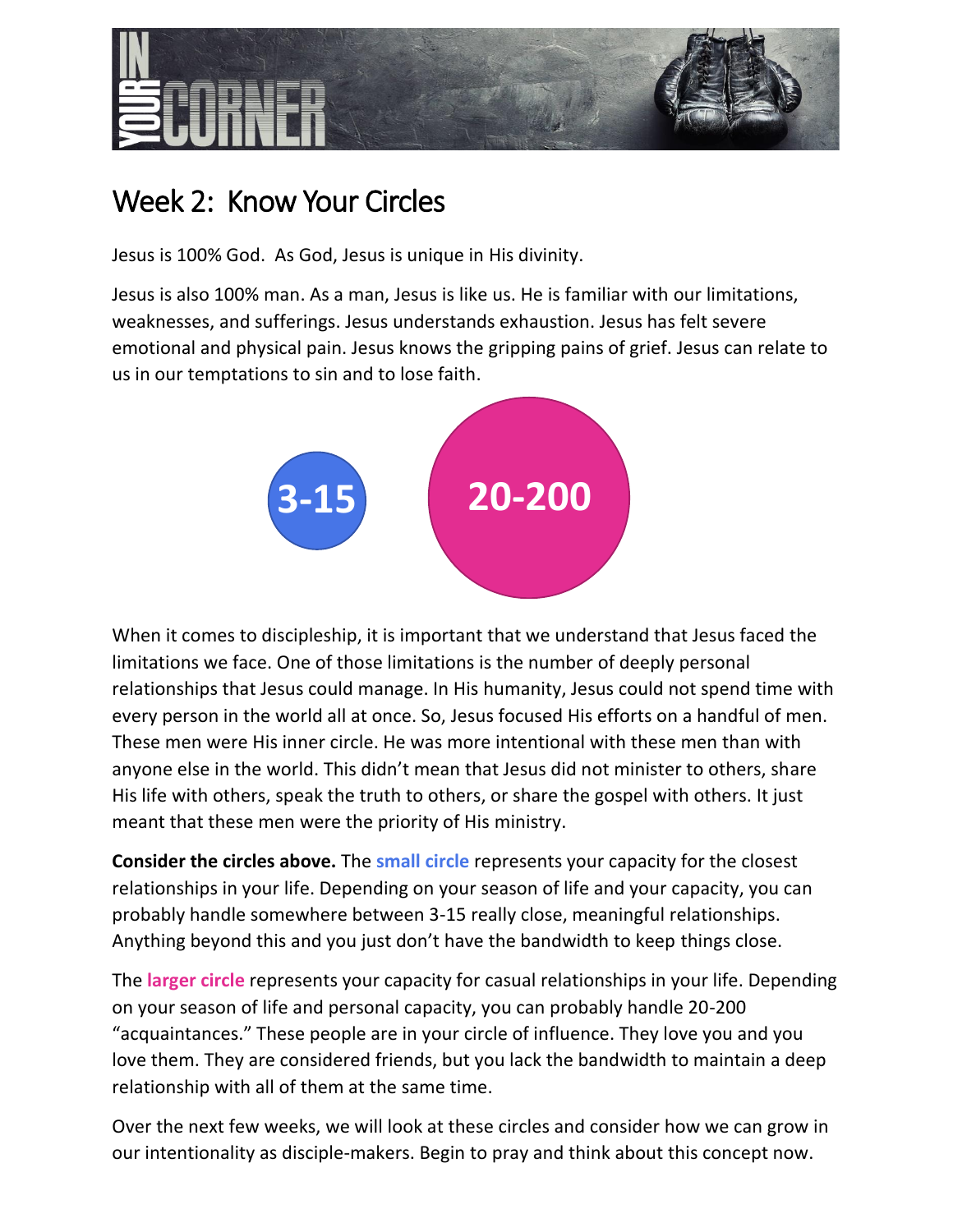# IN YOUR CORNER

## Week 2: Know Your Circles

Jesus is 100% God. As God, Jesus is unique in His divinity.

Jesus is also 100% man. As a man, Jesus is like us. He is familiar with our limitations, weaknesses, and sufferings. Jesus understands exhaustion. Jesus has felt severe emotional and physical pain. Jesus knows the gripping pains of grief. Jesus can relate to us in our temptations to sin and to lose faith.

3-15

20-200

When it comes to discipleship, it is important that we understand that Jesus faced the limitations we face. One of those limitations is the number of deeply personal relationships that Jesus could manage. In His humanity, Jesus could not spend time with every person in the world all at once. So, Jesus focused His efforts on a handful of men. These men were His inner circle. He was more intentional with these men than with anyone else in the world. This didn't mean that Jesus did not minister to others, share His life with others, speak the truth to others, or share the gospel with others. It just meant that these men were the priority of His ministry.

**Consider the circles above.** The **small circle** represents your capacity for the closest relationships in your life. Depending on your season of life and your capacity, you can probably handle somewhere between 3-15 really close, meaningful relationships. Anything beyond this and you just don't have the bandwidth to keep things close.

The **larger circle** represents your capacity for casual relationships in your life. Depending on your season of life and personal capacity, you can probably handle 20-200 "acquaintances." These people are in your circle of influence. They love you and you love them. They are considered friends, but you lack the bandwidth to maintain a deep relationship with all of them at the same time.

Over the next few weeks, we will look at these circles and consider how we can grow in our intentionality as disciple-makers. Begin to pray and think about this concept now.